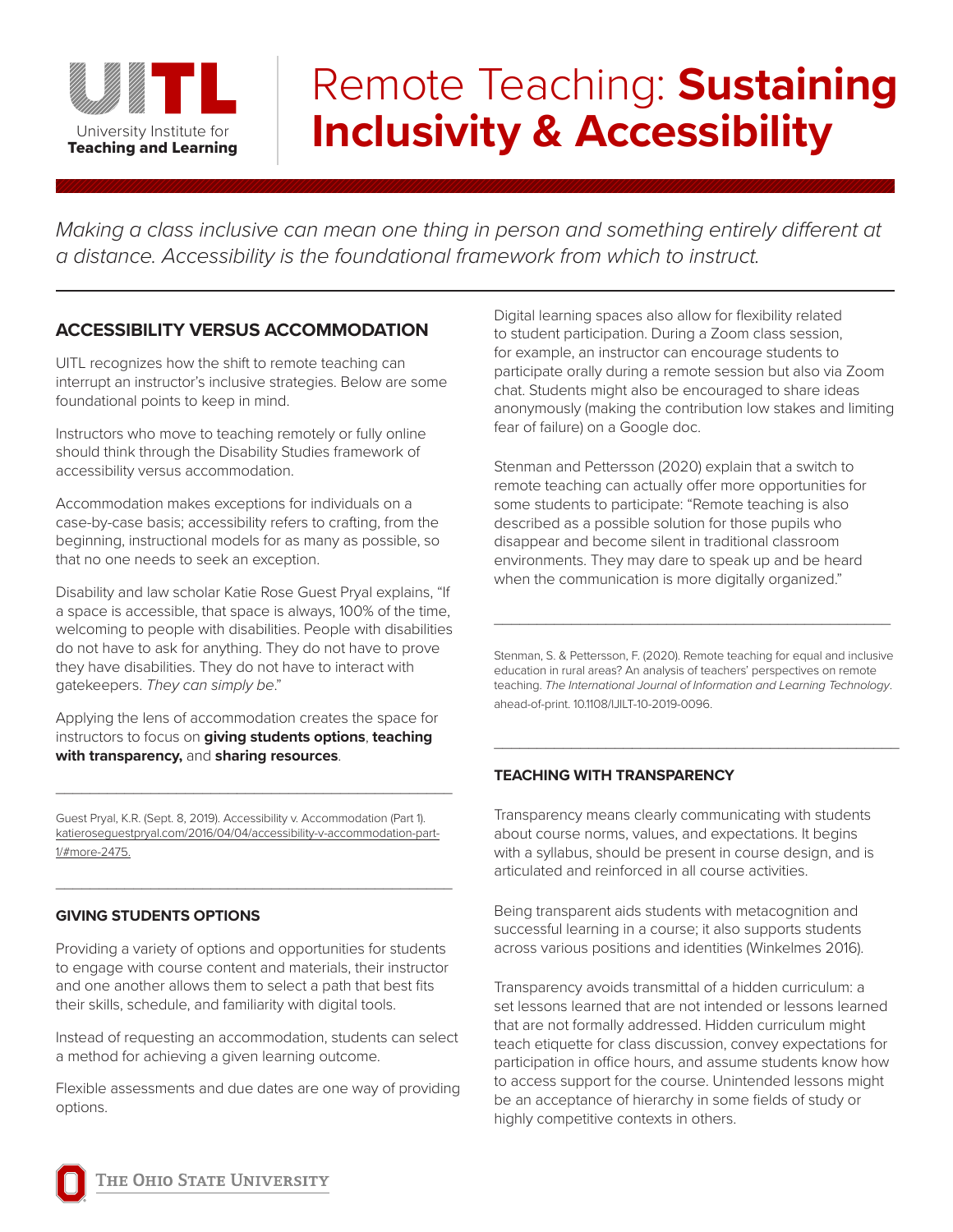UITL

University Institute for **Teaching and Learning**

# Remote Teaching: **Sustaining Inclusivity & Accessibility**

*Making a class inclusive can mean one thing in person and something entirely different at a distance. Accessibility is the foundational framework from which to instruct.*

## ACCESSIBILITY VERSUS ACCOMMODATION

UITL recognizes how the shift to remote teaching can interrupt an instructor's inclusive strategies. Below are some foundational points to keep in mind.

Instructors who move to teaching remotely or fully online should think through the Disability Studies framework of accessibility versus accommodation.

Accommodation makes exceptions for individuals on a case-by-case basis; accessibility refers to crafting, from the beginning, instructional models for as many as possible, so that no one needs to seek an exception.

Disability and law scholar Katie Rose Guest Pryal explains, "If a space is accessible, that space is always, 100% of the time, welcoming to people with disabilities. People with disabilities do not have to ask for anything. They do not have to prove they have disabilities. They do not have to interact with gatekeepers. *They can simply be*."

Applying the lens of accommodation creates the space for instructors to focus on **giving students options**, **teaching with transparency,** and **sharing resources**.

---

Guest Pryal, K.R. (Sept. 8, 2019). Accessibility v. Accommodation (Part 1). katieroseguestpryal.com/2016/04/04/accessibility-v-accommodation-part-1/#more-2475.

---

### GIVING STUDENTS OPTIONS

Providing a variety of options and opportunities for students to engage with course content and materials, their instructor and one another allows them to select a path that best fits their skills, schedule, and familiarity with digital tools.

Instead of requesting an accommodation, students can select a method for achieving a given learning outcome.

Flexible assessments and due dates are one way of providing options.

Digital learning spaces also allow for flexibility related to student participation. During a Zoom class session, for example, an instructor can encourage students to participate orally during a remote session but also via Zoom chat. Students might also be encouraged to share ideas anonymously (making the contribution low stakes and limiting fear of failure) on a Google doc.

Stenman and Pettersson (2020) explain that a switch to remote teaching can actually offer more opportunities for some students to participate: "Remote teaching is also described as a possible solution for those pupils who disappear and become silent in traditional classroom environments. They may dare to speak up and be heard when the communication is more digitally organized."

---

Stenman, S. & Pettersson, F. (2020). Remote teaching for equal and inclusive education in rural areas? An analysis of teachers' perspectives on remote teaching. *The International Journal of Information and Learning Technology*. ahead-of-print. 10.1108/IJILT-10-2019-0096.

---

### TEACHING WITH TRANSPARENCY

Transparency means clearly communicating with students about course norms, values, and expectations. It begins with a syllabus, should be present in course design, and is articulated and reinforced in all course activities.

Being transparent aids students with metacognition and successful learning in a course; it also supports students across various positions and identities (Winkelmes 2016).

Transparency avoids transmittal of a hidden curriculum: a set lessons learned that are not intended or lessons learned that are not formally addressed. Hidden curriculum might teach etiquette for class discussion, convey expectations for participation in office hours, and assume students know how to access support for the course. Unintended lessons might be an acceptance of hierarchy in some fields of study or highly competitive contexts in others.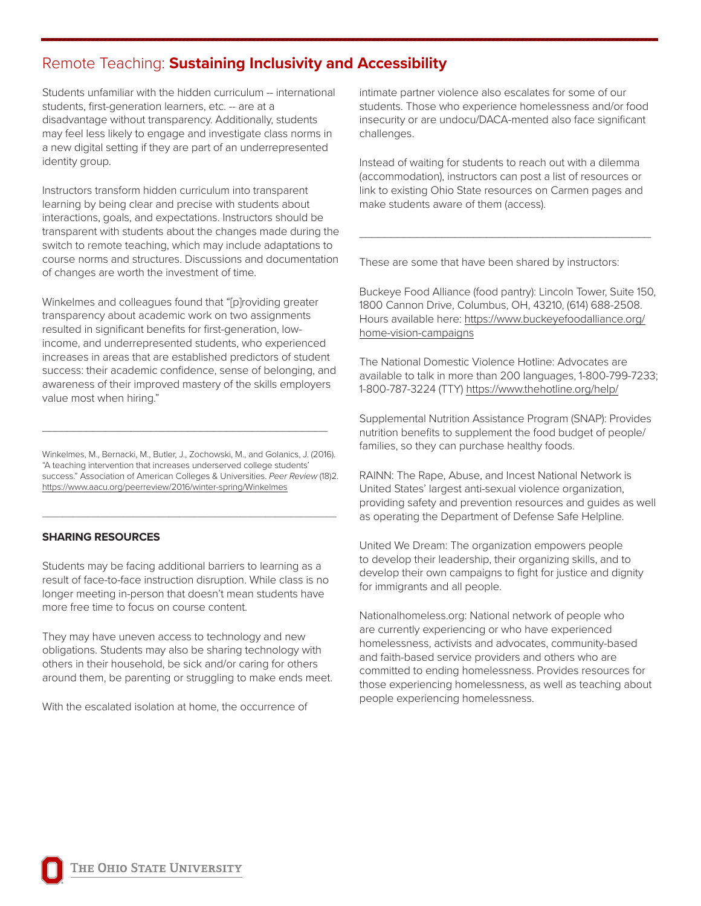# Remote Teaching: **Sustaining Inclusivity and Accessibility**

Students unfamiliar with the hidden curriculum -- international students, first-generation learners, etc. -- are at a disadvantage without transparency. Additionally, students may feel less likely to engage and investigate class norms in a new digital setting if they are part of an underrepresented identity group.

Instructors transform hidden curriculum into transparent learning by being clear and precise with students about interactions, goals, and expectations. Instructors should be transparent with students about the changes made during the switch to remote teaching, which may include adaptations to course norms and structures. Discussions and documentation of changes are worth the investment of time.

Winkelmes and colleagues found that "[p]roviding greater transparency about academic work on two assignments resulted in significant benefits for first-generation, low-income, and underrepresented students, who experienced increases in areas that are established predictors of student success: their academic confidence, sense of belonging, and awareness of their improved mastery of the skills employers value most when hiring."

---

Winkelmes, M., Bernacki, M., Butler, J., Zochowski, M., and Golanics, J. (2016). "A teaching intervention that increases underserved college students' success." Association of American Colleges & Universities. *Peer Review* (18)2. https://www.aacu.org/peerreview/2016/winter-spring/Winkelmes

---

## SHARING RESOURCES

Students may be facing additional barriers to learning as a result of face-to-face instruction disruption. While class is no longer meeting in-person that doesn't mean students have more free time to focus on course content.

They may have uneven access to technology and new obligations. Students may also be sharing technology with others in their household, be sick and/or caring for others around them, be parenting or struggling to make ends meet.

With the escalated isolation at home, the occurrence of intimate partner violence also escalates for some of our students. Those who experience homelessness and/or food insecurity or are undocu/DACA-mented also face significant challenges.

Instead of waiting for students to reach out with a dilemma (accommodation), instructors can post a list of resources or link to existing Ohio State resources on Carmen pages and make students aware of them (access).

---

These are some that have been shared by instructors:

Buckeye Food Alliance (food pantry): Lincoln Tower, Suite 150, 1800 Cannon Drive, Columbus, OH, 43210, (614) 688-2508. Hours available here: https://www.buckeyefoodalliance.org/home-vision-campaigns

The National Domestic Violence Hotline: Advocates are available to talk in more than 200 languages, 1-800-799-7233; 1-800-787-3224 (TTY) https://www.thehotline.org/help/

Supplemental Nutrition Assistance Program (SNAP): Provides nutrition benefits to supplement the food budget of people/families, so they can purchase healthy foods.

RAINN: The Rape, Abuse, and Incest National Network is United States' largest anti-sexual violence organization, providing safety and prevention resources and guides as well as operating the Department of Defense Safe Helpline.

United We Dream: The organization empowers people to develop their leadership, their organizing skills, and to develop their own campaigns to fight for justice and dignity for immigrants and all people.

Nationalhomeless.org: National network of people who are currently experiencing or who have experienced homelessness, activists and advocates, community-based and faith-based service providers and others who are committed to ending homelessness. Provides resources for those experiencing homelessness, as well as teaching about people experiencing homelessness.